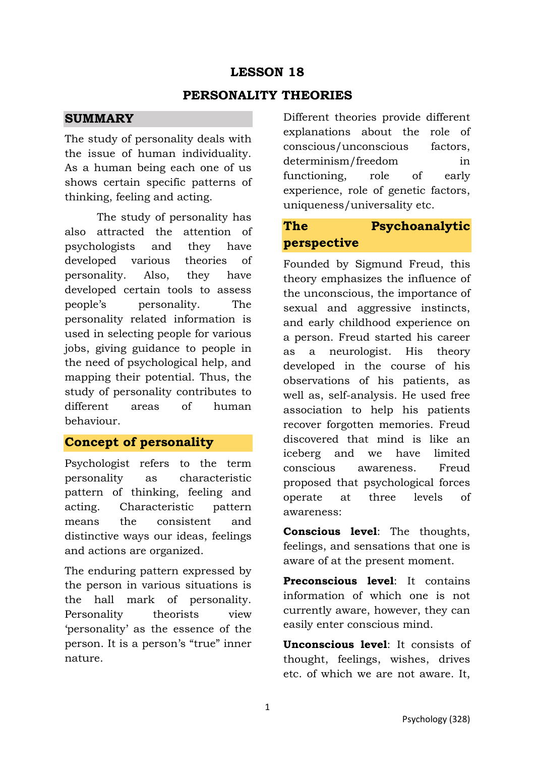# LESSON 18

# PERSONALITY THEORIES

## SUMMARY

The study of personality deals with the issue of human individuality. As a human being each one of us shows certain specific patterns of thinking, feeling and acting.

The study of personality has also attracted the attention of psychologists and they have developed various theories of personality. Also, they have developed certain tools to assess people's personality. The personality related information is used in selecting people for various jobs, giving guidance to people in the need of psychological help, and mapping their potential. Thus, the study of personality contributes to different areas of human behaviour.

## Concept of personality

Psychologist refers to the term personality as characteristic pattern of thinking, feeling and acting. Characteristic pattern means the consistent and distinctive ways our ideas, feelings and actions are organized.

The enduring pattern expressed by the person in various situations is the hall mark of personality. Personality theorists view 'personality' as the essence of the person. It is a person's "true" inner nature.

Different theories provide different explanations about the role of conscious/unconscious factors, determinism/freedom in functioning, role of early experience, role of genetic factors, uniqueness/universality etc.

## The Psychoanalytic perspective

Founded by Sigmund Freud, this theory emphasizes the influence of the unconscious, the importance of sexual and aggressive instincts, and early childhood experience on a person. Freud started his career as a neurologist. His theory developed in the course of his observations of his patients, as well as, self-analysis. He used free association to help his patients recover forgotten memories. Freud discovered that mind is like an iceberg and we have limited conscious awareness. Freud proposed that psychological forces operate at three levels of awareness:

**Conscious level**: The thoughts, feelings, and sensations that one is aware of at the present moment.

**Preconscious level**: It contains information of which one is not currently aware, however, they can easily enter conscious mind.

**Unconscious level**: It consists of thought, feelings, wishes, drives etc. of which we are not aware. It,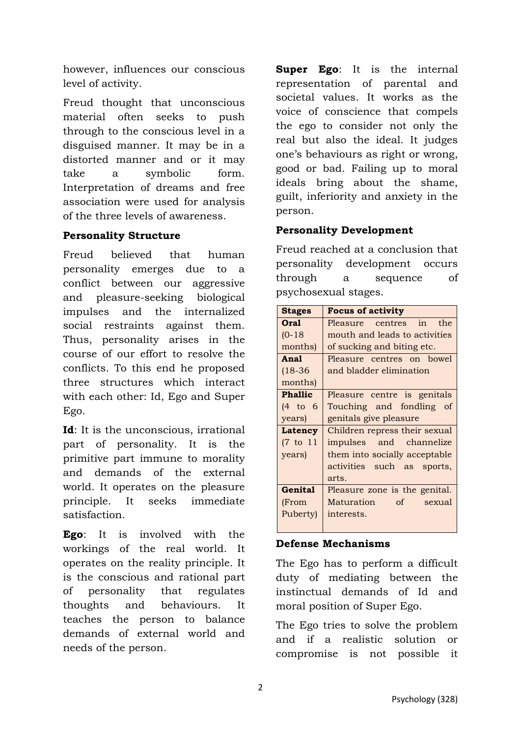however, influences our conscious level of activity.

Freud thought that unconscious material often seeks to push through to the conscious level in a disguised manner. It may be in a distorted manner and or it may take a symbolic form. Interpretation of dreams and free association were used for analysis of the three levels of awareness.

**Personality Structure**

Freud believed that human personality emerges due to a conflict between our aggressive and pleasure-seeking biological impulses and the internalized social restraints against them. Thus, personality arises in the course of our effort to resolve the conflicts. To this end he proposed three structures which interact with each other: Id, Ego and Super Ego.

**Id**: It is the unconscious, irrational part of personality. It is the primitive part immune to morality and demands of the external world. It operates on the pleasure principle. It seeks immediate satisfaction.

**Ego**: It is involved with the workings of the real world. It operates on the reality principle. It is the conscious and rational part of personality that regulates thoughts and behaviours. It teaches the person to balance demands of external world and needs of the person.

**Super Ego**: It is the internal representation of parental and societal values. It works as the voice of conscience that compels the ego to consider not only the real but also the ideal. It judges one's behaviours as right or wrong, good or bad. Failing up to moral ideals bring about the shame, guilt, inferiority and anxiety in the person.

**Personality Development**

Freud reached at a conclusion that personality development occurs through a sequence of psychosexual stages.

| Stages | Focus of activity |
|---|---|
| **Oral** (0-18 months) | Pleasure centres in the mouth and leads to activities of sucking and biting etc. |
| **Anal** (18-36 months) | Pleasure centres on bowel and bladder elimination |
| **Phallic** (4 to 6 years) | Pleasure centre is genitals Touching and fondling of genitals give pleasure |
| **Latency** (7 to 11 years) | Children repress their sexual impulses and channelize them into socially acceptable activities such as sports, arts. |
| **Genital** (From Puberty) | Pleasure zone is the genital. Maturation of sexual interests. |

**Defense Mechanisms**

The Ego has to perform a difficult duty of mediating between the instinctual demands of Id and moral position of Super Ego.

The Ego tries to solve the problem and if a realistic solution or compromise is not possible it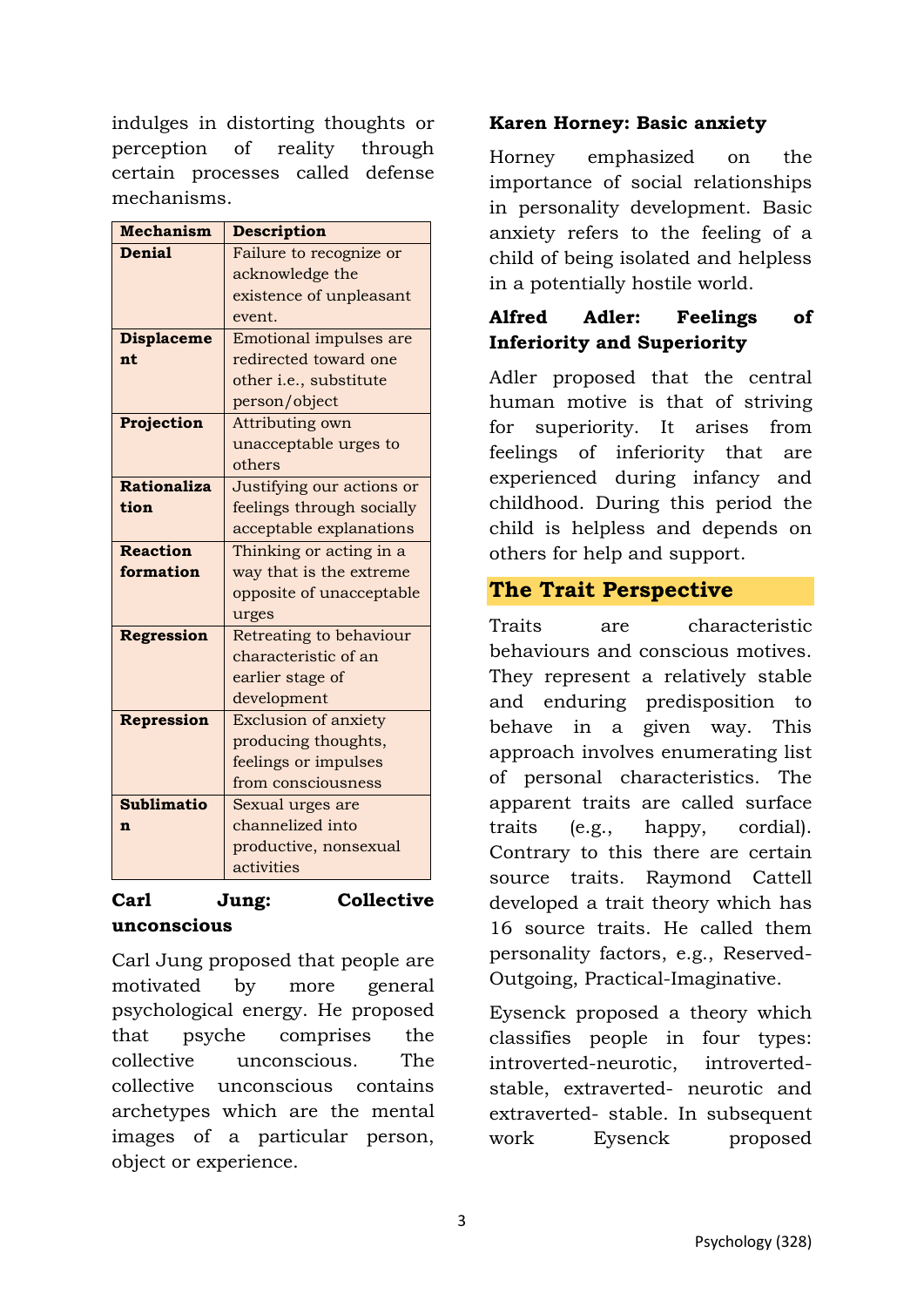indulges in distorting thoughts or perception of reality through certain processes called defense mechanisms.

| Mechanism | Description |
|---|---|
| **Denial** | Failure to recognize or acknowledge the existence of unpleasant event. |
| **Displacement** | Emotional impulses are redirected toward one other i.e., substitute person/object |
| **Projection** | Attributing own unacceptable urges to others |
| **Rationalization** | Justifying our actions or feelings through socially acceptable explanations |
| **Reaction formation** | Thinking or acting in a way that is the extreme opposite of unacceptable urges |
| **Regression** | Retreating to behaviour characteristic of an earlier stage of development |
| **Repression** | Exclusion of anxiety producing thoughts, feelings or impulses from consciousness |
| **Sublimation** | Sexual urges are channelized into productive, nonsexual activities |

**Carl Jung: Collective unconscious**

Carl Jung proposed that people are motivated by more general psychological energy. He proposed that psyche comprises the collective unconscious. The collective unconscious contains archetypes which are the mental images of a particular person, object or experience.

**Karen Horney: Basic anxiety**

Horney emphasized on the importance of social relationships in personality development. Basic anxiety refers to the feeling of a child of being isolated and helpless in a potentially hostile world.

**Alfred Adler: Feelings of Inferiority and Superiority**

Adler proposed that the central human motive is that of striving for superiority. It arises from feelings of inferiority that are experienced during infancy and childhood. During this period the child is helpless and depends on others for help and support.

## The Trait Perspective

Traits are characteristic behaviours and conscious motives. They represent a relatively stable and enduring predisposition to behave in a given way. This approach involves enumerating list of personal characteristics. The apparent traits are called surface traits (e.g., happy, cordial). Contrary to this there are certain source traits. Raymond Cattell developed a trait theory which has 16 source traits. He called them personality factors, e.g., Reserved-Outgoing, Practical-Imaginative.

Eysenck proposed a theory which classifies people in four types: introverted-neurotic, introverted-stable, extraverted- neurotic and extraverted- stable. In subsequent work Eysenck proposed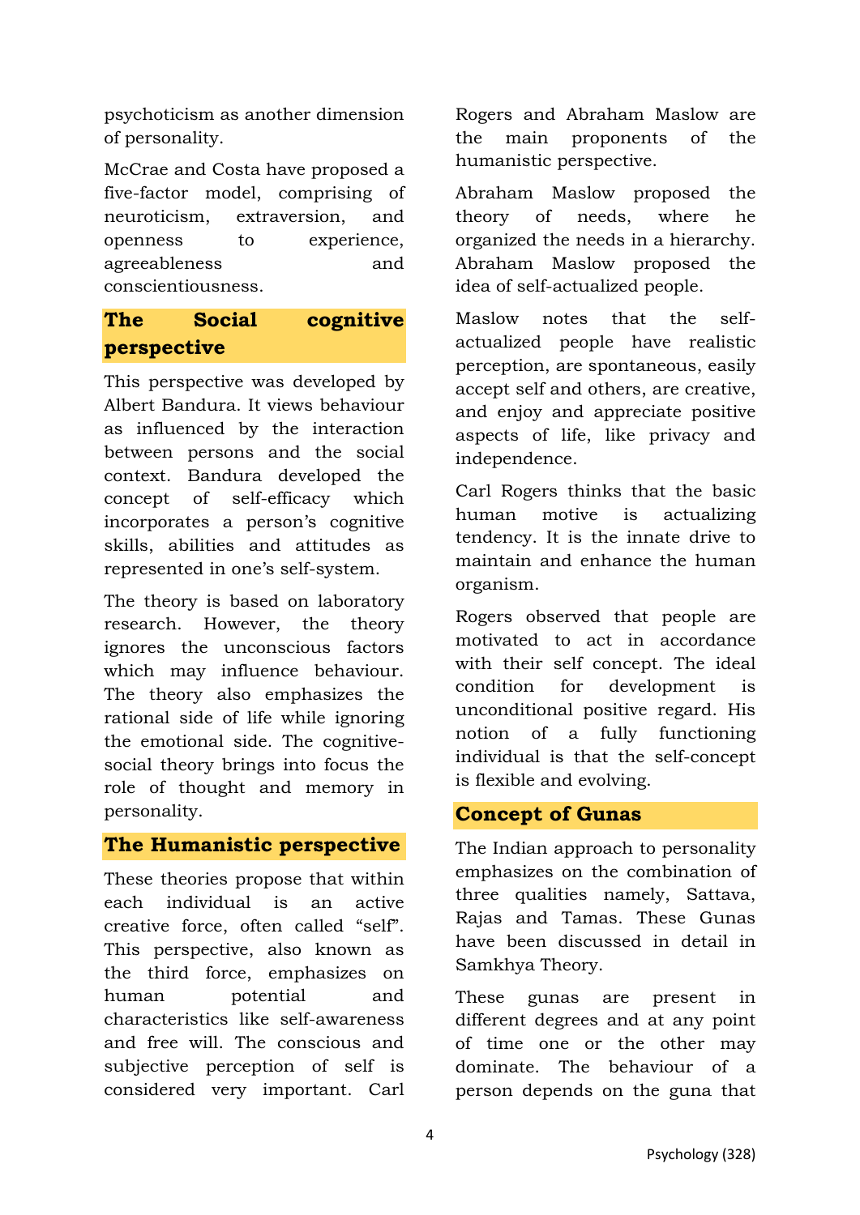psychoticism as another dimension of personality.

McCrae and Costa have proposed a five-factor model, comprising of neuroticism, extraversion, and openness to experience, agreeableness and conscientiousness.

## The Social cognitive perspective

This perspective was developed by Albert Bandura. It views behaviour as influenced by the interaction between persons and the social context. Bandura developed the concept of self-efficacy which incorporates a person's cognitive skills, abilities and attitudes as represented in one's self-system.

The theory is based on laboratory research. However, the theory ignores the unconscious factors which may influence behaviour. The theory also emphasizes the rational side of life while ignoring the emotional side. The cognitive-social theory brings into focus the role of thought and memory in personality.

## The Humanistic perspective

These theories propose that within each individual is an active creative force, often called "self". This perspective, also known as the third force, emphasizes on human potential and characteristics like self-awareness and free will. The conscious and subjective perception of self is considered very important. Carl Rogers and Abraham Maslow are the main proponents of the humanistic perspective.

Abraham Maslow proposed the theory of needs, where he organized the needs in a hierarchy. Abraham Maslow proposed the idea of self-actualized people.

Maslow notes that the self-actualized people have realistic perception, are spontaneous, easily accept self and others, are creative, and enjoy and appreciate positive aspects of life, like privacy and independence.

Carl Rogers thinks that the basic human motive is actualizing tendency. It is the innate drive to maintain and enhance the human organism.

Rogers observed that people are motivated to act in accordance with their self concept. The ideal condition for development is unconditional positive regard. His notion of a fully functioning individual is that the self-concept is flexible and evolving.

## Concept of Gunas

The Indian approach to personality emphasizes on the combination of three qualities namely, Sattava, Rajas and Tamas. These Gunas have been discussed in detail in Samkhya Theory.

These gunas are present in different degrees and at any point of time one or the other may dominate. The behaviour of a person depends on the guna that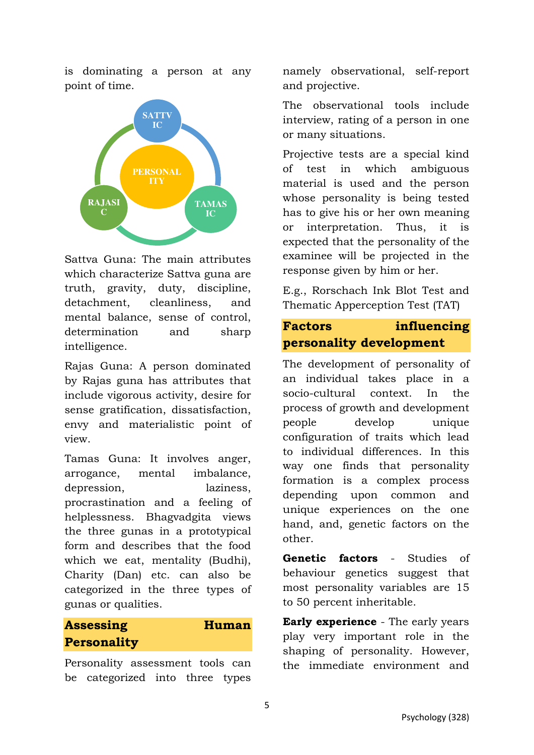is dominating a person at any point of time.

SATTVIC

PERSONALITY

RAJASIC

TAMASIC

Sattva Guna: The main attributes which characterize Sattva guna are truth, gravity, duty, discipline, detachment, cleanliness, and mental balance, sense of control, determination and sharp intelligence.

Rajas Guna: A person dominated by Rajas guna has attributes that include vigorous activity, desire for sense gratification, dissatisfaction, envy and materialistic point of view.

Tamas Guna: It involves anger, arrogance, mental imbalance, depression, laziness, procrastination and a feeling of helplessness. Bhagvadgita views the three gunas in a prototypical form and describes that the food which we eat, mentality (Budhi), Charity (Dan) etc. can also be categorized in the three types of gunas or qualities.

## Assessing Human Personality

Personality assessment tools can be categorized into three types namely observational, self-report and projective.

The observational tools include interview, rating of a person in one or many situations.

Projective tests are a special kind of test in which ambiguous material is used and the person whose personality is being tested has to give his or her own meaning or interpretation. Thus, it is expected that the personality of the examinee will be projected in the response given by him or her.

E.g., Rorschach Ink Blot Test and Thematic Apperception Test (TAT)

## Factors influencing personality development

The development of personality of an individual takes place in a socio-cultural context. In the process of growth and development people develop unique configuration of traits which lead to individual differences. In this way one finds that personality formation is a complex process depending upon common and unique experiences on the one hand, and, genetic factors on the other.

**Genetic factors** - Studies of behaviour genetics suggest that most personality variables are 15 to 50 percent inheritable.

**Early experience** - The early years play very important role in the shaping of personality. However, the immediate environment and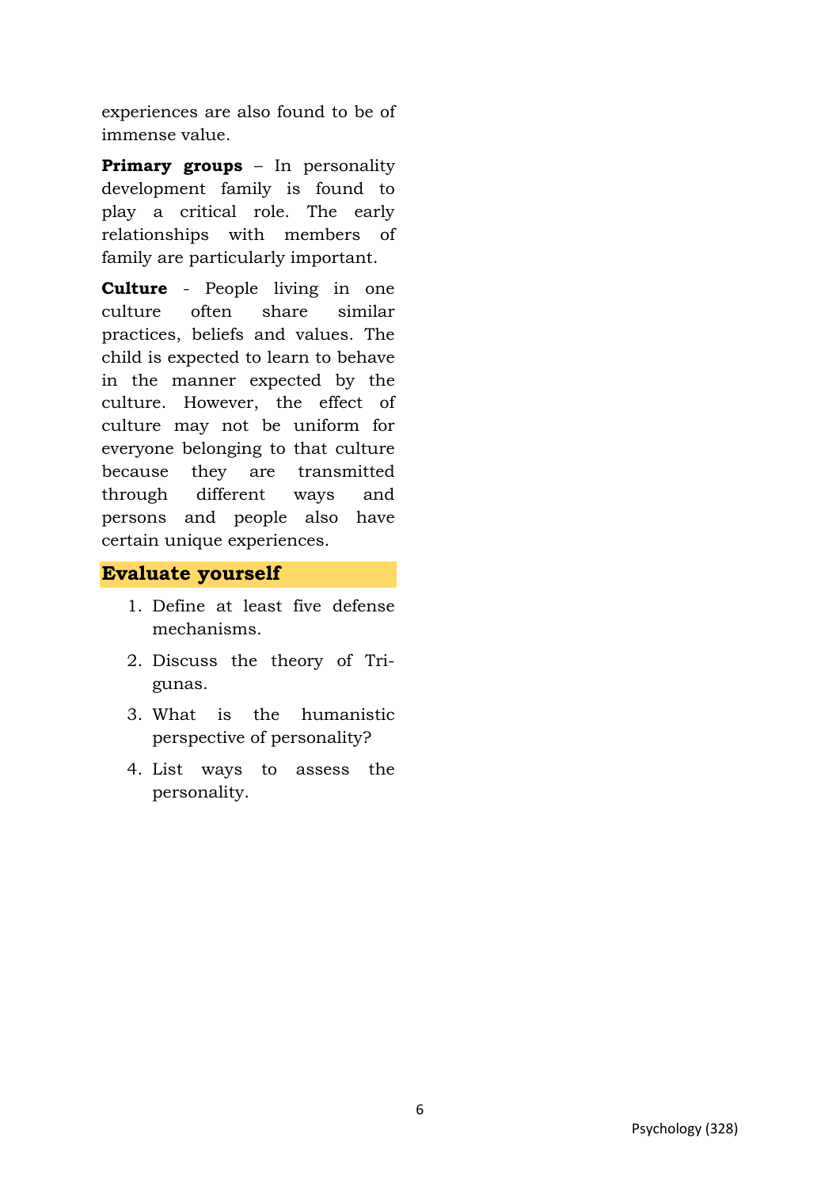experiences are also found to be of immense value.

**Primary groups** – In personality development family is found to play a critical role. The early relationships with members of family are particularly important.

**Culture** - People living in one culture often share similar practices, beliefs and values. The child is expected to learn to behave in the manner expected by the culture. However, the effect of culture may not be uniform for everyone belonging to that culture because they are transmitted through different ways and persons and people also have certain unique experiences.

## Evaluate yourself

1. Define at least five defense mechanisms.
2. Discuss the theory of Tri-gunas.
3. What is the humanistic perspective of personality?
4. List ways to assess the personality.